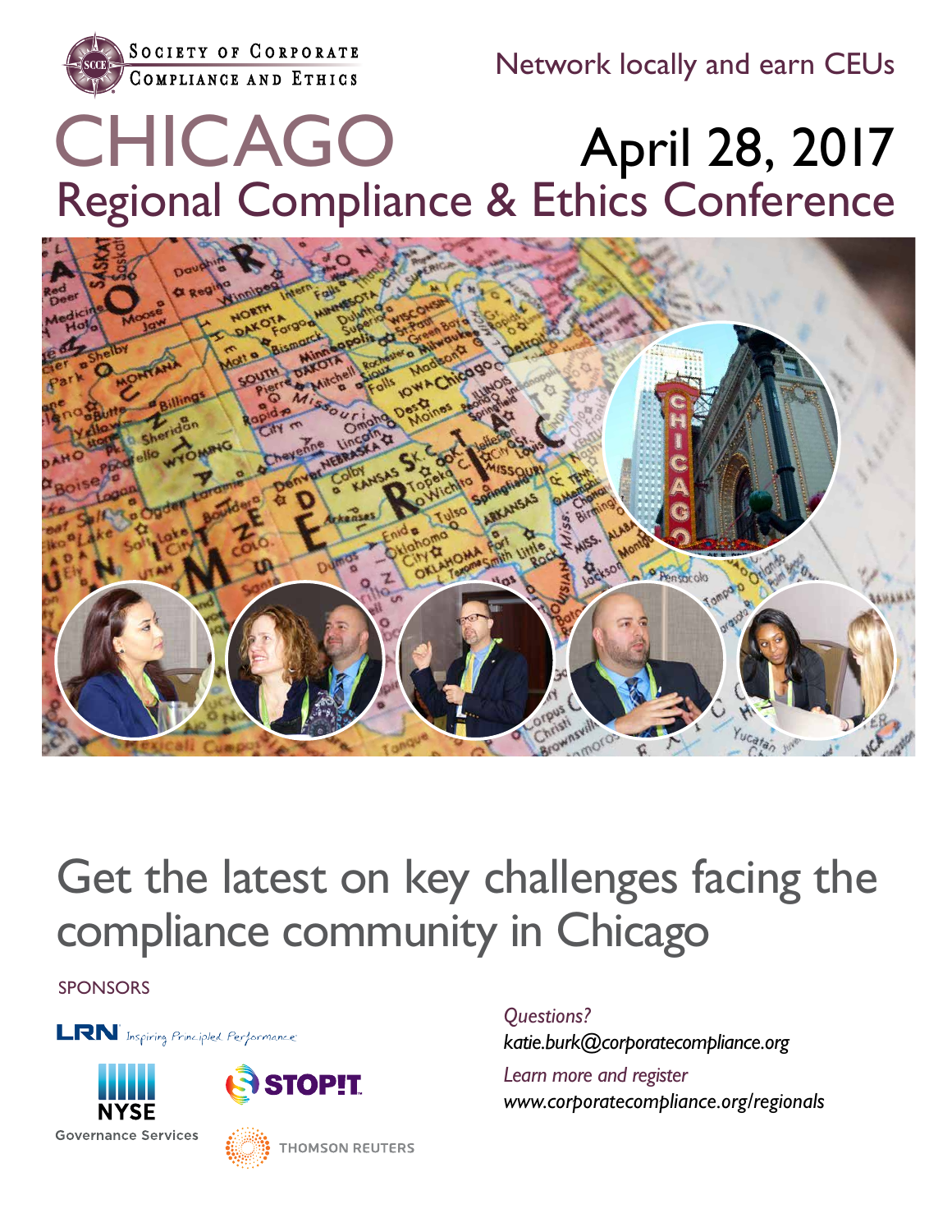Society of Corporate Compliance and Ethics

Network locally and earn CEUs

# CHICAGO

# April 28, 2017

## Regional Compliance & Ethics Conference

## Get the latest on key challenges facing the compliance community in Chicago

SPONSORS

LRN Inspiring Principled Performance

NYSE Governance Services

STOP!T

THOMSON REUTERS

*Questions?*
*katie.burk@corporatecompliance.org*

*Learn more and register*
*www.corporatecompliance.org/regionals*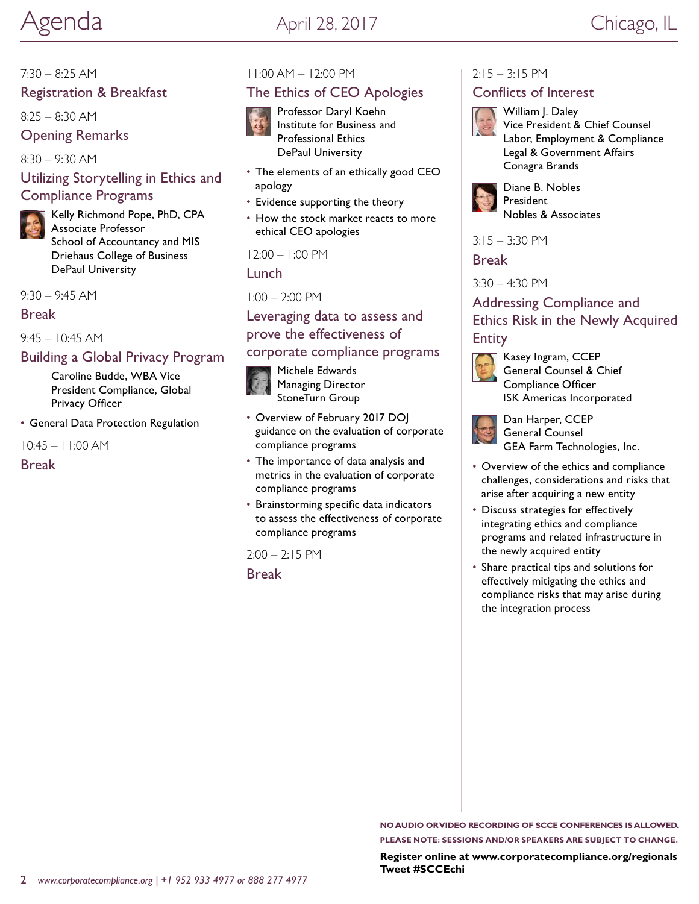# Agenda

April 28, 2017 — Chicago, IL

7:30 – 8:25 AM

## Registration & Breakfast

8:25 – 8:30 AM

## Opening Remarks

8:30 – 9:30 AM

## Utilizing Storytelling in Ethics and Compliance Programs

Kelly Richmond Pope, PhD, CPA
Associate Professor
School of Accountancy and MIS
Driehaus College of Business
DePaul University

9:30 – 9:45 AM

## Break

9:45 – 10:45 AM

## Building a Global Privacy Program

Caroline Budde, WBA Vice President Compliance, Global Privacy Officer

- General Data Protection Regulation

10:45 – 11:00 AM

## Break

11:00 AM – 12:00 PM

## The Ethics of CEO Apologies

Professor Daryl Koehn
Institute for Business and Professional Ethics
DePaul University

- The elements of an ethically good CEO apology
- Evidence supporting the theory
- How the stock market reacts to more ethical CEO apologies

12:00 – 1:00 PM

## Lunch

1:00 – 2:00 PM

## Leveraging data to assess and prove the effectiveness of corporate compliance programs

Michele Edwards
Managing Director
StoneTurn Group

- Overview of February 2017 DOJ guidance on the evaluation of corporate compliance programs
- The importance of data analysis and metrics in the evaluation of corporate compliance programs
- Brainstorming specific data indicators to assess the effectiveness of corporate compliance programs

2:00 – 2:15 PM

## Break

2:15 – 3:15 PM

## Conflicts of Interest

William J. Daley
Vice President & Chief Counsel
Labor, Employment & Compliance
Legal & Government Affairs
Conagra Brands

Diane B. Nobles
President
Nobles & Associates

3:15 – 3:30 PM

## Break

3:30 – 4:30 PM

## Addressing Compliance and Ethics Risk in the Newly Acquired Entity

Kasey Ingram, CCEP
General Counsel & Chief Compliance Officer
ISK Americas Incorporated

Dan Harper, CCEP
General Counsel
GEA Farm Technologies, Inc.

- Overview of the ethics and compliance challenges, considerations and risks that arise after acquiring a new entity
- Discuss strategies for effectively integrating ethics and compliance programs and related infrastructure in the newly acquired entity
- Share practical tips and solutions for effectively mitigating the ethics and compliance risks that may arise during the integration process

**NO AUDIO OR VIDEO RECORDING OF SCCE CONFERENCES IS ALLOWED.**
**PLEASE NOTE: SESSIONS AND/OR SPEAKERS ARE SUBJECT TO CHANGE.**

**Register online at www.corporatecompliance.org/regionals**
**Tweet #SCCEchi**

*www.corporatecompliance.org | +1 952 933 4977 or 888 277 4977*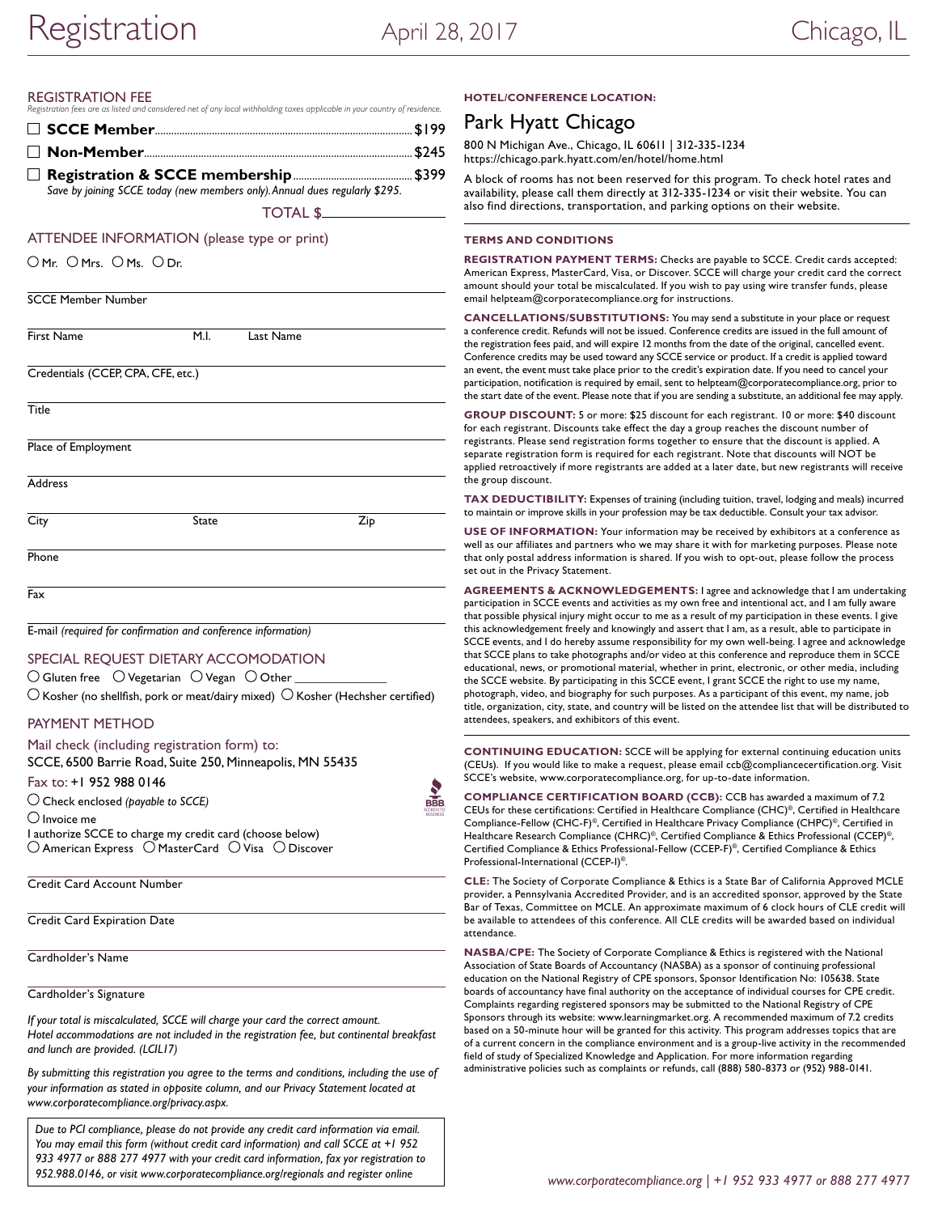# Registration

April 28, 2017

Chicago, IL

## REGISTRATION FEE

*Registration fees are as listed and considered net of any local withholding taxes applicable in your country of residence.*

- ☐ **SCCE Member** ........ $199
- ☐ **Non-Member** ........ $245
- ☐ **Registration & SCCE membership** ........ $399

*Save by joining SCCE today (new members only). Annual dues regularly $295.*

TOTAL $\_\_\_\_\_\_\_\_\_\_

## ATTENDEE INFORMATION (please type or print)

○ Mr. ○ Mrs. ○ Ms. ○ Dr.

SCCE Member Number

First Name M.I. Last Name

Credentials (CCEP, CPA, CFE, etc.)

Title

Place of Employment

Address

City State Zip

Phone

Fax

E-mail *(required for confirmation and conference information)*

## SPECIAL REQUEST DIETARY ACCOMODATION

○ Gluten free ○ Vegetarian ○ Vegan ○ Other \_\_\_\_\_\_\_\_\_\_

○ Kosher (no shellfish, pork or meat/dairy mixed) ○ Kosher (Hechsher certified)

## PAYMENT METHOD

Mail check (including registration form) to:

SCCE, 6500 Barrie Road, Suite 250, Minneapolis, MN 55435

Fax to: +1 952 988 0146

○ Check enclosed *(payable to SCCE)*

○ Invoice me

I authorize SCCE to charge my credit card (choose below)

○ American Express ○ MasterCard ○ Visa ○ Discover

Credit Card Account Number

Credit Card Expiration Date

Cardholder's Name

Cardholder's Signature

*If your total is miscalculated, SCCE will charge your card the correct amount. Hotel accommodations are not included in the registration fee, but continental breakfast and lunch are provided. (LCIL17)*

*By submitting this registration you agree to the terms and conditions, including the use of your information as stated in opposite column, and our Privacy Statement located at www.corporatecompliance.org/privacy.aspx.*

*Due to PCI compliance, please do not provide any credit card information via email. You may email this form (without credit card information) and call SCCE at +1 952 933 4977 or 888 277 4977 with your credit card information, fax yor registration to 952.988.0146, or visit www.corporatecompliance.org/regionals and register online*

## HOTEL/CONFERENCE LOCATION:

### Park Hyatt Chicago

800 N Michigan Ave., Chicago, IL 60611 | 312-335-1234
https://chicago.park.hyatt.com/en/hotel/home.html

A block of rooms has not been reserved for this program. To check hotel rates and availability, please call them directly at 312-335-1234 or visit their website. You can also find directions, transportation, and parking options on their website.

## TERMS AND CONDITIONS

**REGISTRATION PAYMENT TERMS:** Checks are payable to SCCE. Credit cards accepted: American Express, MasterCard, Visa, or Discover. SCCE will charge your credit card the correct amount should your total be miscalculated. If you wish to pay using wire transfer funds, please email helpteam@corporatecompliance.org for instructions.

**CANCELLATIONS/SUBSTITUTIONS:** You may send a substitute in your place or request a conference credit. Refunds will not be issued. Conference credits are issued in the full amount of the registration fees paid, and will expire 12 months from the date of the original, cancelled event. Conference credits may be used toward any SCCE service or product. If a credit is applied toward an event, the event must take place prior to the credit's expiration date. If you need to cancel your participation, notification is required by email, sent to helpteam@corporatecompliance.org, prior to the start date of the event. Please note that if you are sending a substitute, an additional fee may apply.

**GROUP DISCOUNT:** 5 or more: $25 discount for each registrant. 10 or more: $40 discount for each registrant. Discounts take effect the day a group reaches the discount number of registrants. Please send registration forms together to ensure that the discount is applied. A separate registration form is required for each registrant. Note that discounts will NOT be applied retroactively if more registrants are added at a later date, but new registrants will receive the group discount.

**TAX DEDUCTIBILITY:** Expenses of training (including tuition, travel, lodging and meals) incurred to maintain or improve skills in your profession may be tax deductible. Consult your tax advisor.

**USE OF INFORMATION:** Your information may be received by exhibitors at a conference as well as our affiliates and partners who we may share it with for marketing purposes. Please note that only postal address information is shared. If you wish to opt-out, please follow the process set out in the Privacy Statement.

**AGREEMENTS & ACKNOWLEDGEMENTS:** I agree and acknowledge that I am undertaking participation in SCCE events and activities as my own free and intentional act, and I am fully aware that possible physical injury might occur to me as a result of my participation in these events. I give this acknowledgement freely and knowingly and assert that I am, as a result, able to participate in SCCE events, and I do hereby assume responsibility for my own well-being. I agree and acknowledge that SCCE plans to take photographs and/or video at this conference and reproduce them in SCCE educational, news, or promotional material, whether in print, electronic, or other media, including the SCCE website. By participating in this SCCE event, I grant SCCE the right to use my name, photograph, video, and biography for such purposes. As a participant of this event, my name, job title, organization, city, state, and country will be listed on the attendee list that will be distributed to attendees, speakers, and exhibitors of this event.

**CONTINUING EDUCATION:** SCCE will be applying for external continuing education units (CEUs). If you would like to make a request, please email ccb@compliancecertification.org. Visit SCCE's website, www.corporatecompliance.org, for up-to-date information.

**COMPLIANCE CERTIFICATION BOARD (CCB):** CCB has awarded a maximum of 7.2 CEUs for these certifications: Certified in Healthcare Compliance (CHC)®, Certified in Healthcare Compliance-Fellow (CHC-F)®, Certified in Healthcare Privacy Compliance (CHPC)®, Certified in Healthcare Research Compliance (CHRC)®, Certified Compliance & Ethics Professional (CCEP)®, Certified Compliance & Ethics Professional-Fellow (CCEP-F)®, Certified Compliance & Ethics Professional-International (CCEP-I)®.

**CLE:** The Society of Corporate Compliance & Ethics is a State Bar of California Approved MCLE provider, a Pennsylvania Accredited Provider, and is an accredited sponsor, approved by the State Bar of Texas, Committee on MCLE. An approximate maximum of 6 clock hours of CLE credit will be available to attendees of this conference. All CLE credits will be awarded based on individual attendance.

**NASBA/CPE:** The Society of Corporate Compliance & Ethics is registered with the National Association of State Boards of Accountancy (NASBA) as a sponsor of continuing professional education on the National Registry of CPE sponsors, Sponsor Identification No: 105638. State boards of accountancy have final authority on the acceptance of individual courses for CPE credit. Complaints regarding registered sponsors may be submitted to the National Registry of CPE Sponsors through its website: www.learningmarket.org. A recommended maximum of 7.2 credits based on a 50-minute hour will be granted for this activity. This program addresses topics that are of a current concern in the compliance environment and is a group-live activity in the recommended field of study of Specialized Knowledge and Application. For more information regarding administrative policies such as complaints or refunds, call (888) 580-8373 or (952) 988-0141.

*www.corporatecompliance.org | +1 952 933 4977 or 888 277 4977*